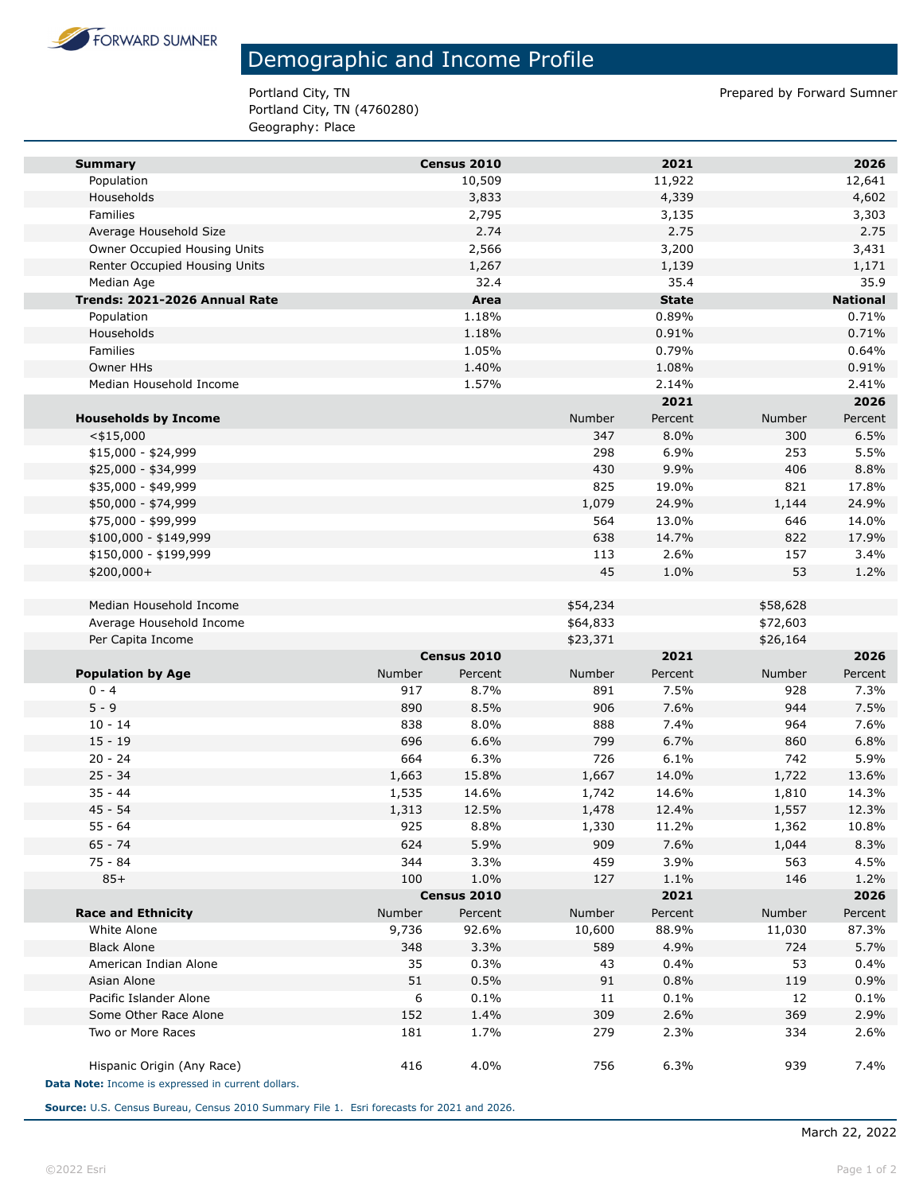FORWARD SUMNER

# Demographic and Income Profile

Portland City, TN
Portland City, TN (4760280)
Geography: Place

Prepared by Forward Sumner

| Summary | Census 2010 | 2021 | 2026 |
|---|---|---|---|
| Population | 10,509 | 11,922 | 12,641 |
| Households | 3,833 | 4,339 | 4,602 |
| Families | 2,795 | 3,135 | 3,303 |
| Average Household Size | 2.74 | 2.75 | 2.75 |
| Owner Occupied Housing Units | 2,566 | 3,200 | 3,431 |
| Renter Occupied Housing Units | 1,267 | 1,139 | 1,171 |
| Median Age | 32.4 | 35.4 | 35.9 |

| Trends: 2021-2026 Annual Rate | Area | State | National |
|---|---|---|---|
| Population | 1.18% | 0.89% | 0.71% |
| Households | 1.18% | 0.91% | 0.71% |
| Families | 1.05% | 0.79% | 0.64% |
| Owner HHs | 1.40% | 1.08% | 0.91% |
| Median Household Income | 1.57% | 2.14% | 2.41% |

| | 2021 | | 2026 | |
|---|---|---|---|---|
| Households by Income | Number | Percent | Number | Percent |
| <$15,000 | 347 | 8.0% | 300 | 6.5% |
| $15,000 - $24,999 | 298 | 6.9% | 253 | 5.5% |
| $25,000 - $34,999 | 430 | 9.9% | 406 | 8.8% |
| $35,000 - $49,999 | 825 | 19.0% | 821 | 17.8% |
| $50,000 - $74,999 | 1,079 | 24.9% | 1,144 | 24.9% |
| $75,000 - $99,999 | 564 | 13.0% | 646 | 14.0% |
| $100,000 - $149,999 | 638 | 14.7% | 822 | 17.9% |
| $150,000 - $199,999 | 113 | 2.6% | 157 | 3.4% |
| $200,000+ | 45 | 1.0% | 53 | 1.2% |
| | | | | |
| Median Household Income | $54,234 | | $58,628 | |
| Average Household Income | $64,833 | | $72,603 | |
| Per Capita Income | $23,371 | | $26,164 | |

| | Census 2010 | | 2021 | | 2026 | |
|---|---|---|---|---|---|---|
| Population by Age | Number | Percent | Number | Percent | Number | Percent |
| 0 - 4 | 917 | 8.7% | 891 | 7.5% | 928 | 7.3% |
| 5 - 9 | 890 | 8.5% | 906 | 7.6% | 944 | 7.5% |
| 10 - 14 | 838 | 8.0% | 888 | 7.4% | 964 | 7.6% |
| 15 - 19 | 696 | 6.6% | 799 | 6.7% | 860 | 6.8% |
| 20 - 24 | 664 | 6.3% | 726 | 6.1% | 742 | 5.9% |
| 25 - 34 | 1,663 | 15.8% | 1,667 | 14.0% | 1,722 | 13.6% |
| 35 - 44 | 1,535 | 14.6% | 1,742 | 14.6% | 1,810 | 14.3% |
| 45 - 54 | 1,313 | 12.5% | 1,478 | 12.4% | 1,557 | 12.3% |
| 55 - 64 | 925 | 8.8% | 1,330 | 11.2% | 1,362 | 10.8% |
| 65 - 74 | 624 | 5.9% | 909 | 7.6% | 1,044 | 8.3% |
| 75 - 84 | 344 | 3.3% | 459 | 3.9% | 563 | 4.5% |
| 85+ | 100 | 1.0% | 127 | 1.1% | 146 | 1.2% |

| | Census 2010 | | 2021 | | 2026 | |
|---|---|---|---|---|---|---|
| Race and Ethnicity | Number | Percent | Number | Percent | Number | Percent |
| White Alone | 9,736 | 92.6% | 10,600 | 88.9% | 11,030 | 87.3% |
| Black Alone | 348 | 3.3% | 589 | 4.9% | 724 | 5.7% |
| American Indian Alone | 35 | 0.3% | 43 | 0.4% | 53 | 0.4% |
| Asian Alone | 51 | 0.5% | 91 | 0.8% | 119 | 0.9% |
| Pacific Islander Alone | 6 | 0.1% | 11 | 0.1% | 12 | 0.1% |
| Some Other Race Alone | 152 | 1.4% | 309 | 2.6% | 369 | 2.9% |
| Two or More Races | 181 | 1.7% | 279 | 2.3% | 334 | 2.6% |
| | | | | | | |
| Hispanic Origin (Any Race) | 416 | 4.0% | 756 | 6.3% | 939 | 7.4% |

**Data Note:** Income is expressed in current dollars.

**Source:** U.S. Census Bureau, Census 2010 Summary File 1. Esri forecasts for 2021 and 2026.

March 22, 2022

©2022 Esri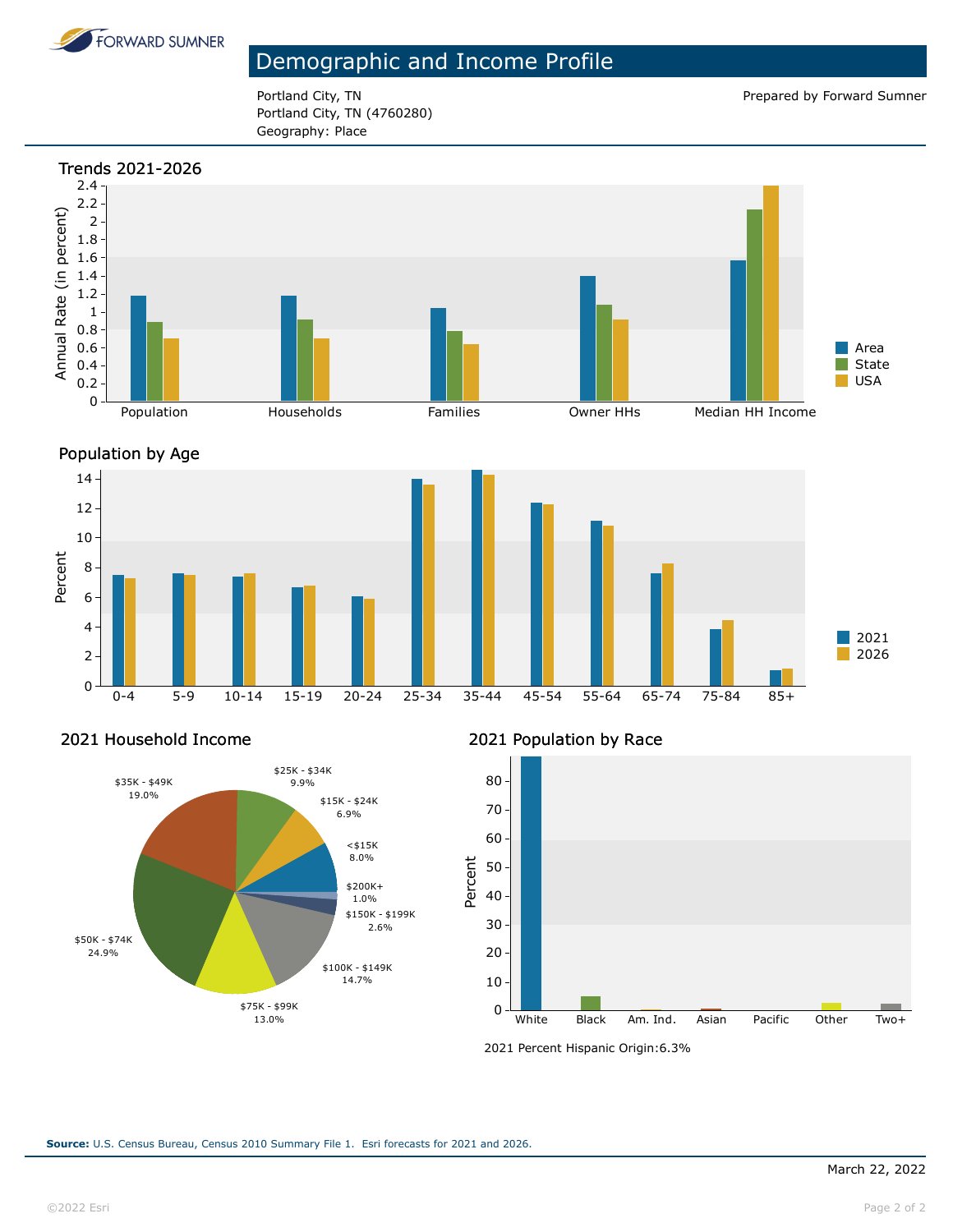# Demographic and Income Profile

Portland City, TN
Portland City, TN (4760280)
Geography: Place

Prepared by Forward Sumner

## Trends 2021-2026

Annual Rate (in percent)

2.4
2.2
2
1.8
1.6
1.4
1.2
1
0.8
0.6
0.4
0.2
0

Population
Households
Families
Owner HHs
Median HH Income

Area
State
USA

## Population by Age

Percent

14
12
10
8
6
4
2
0

0-4
5-9
10-14
15-19
20-24
25-34
35-44
45-54
55-64
65-74
75-84
85+

2021
2026

## 2021 Household Income

$35K - $49K
19.0%

$25K - $34K
9.9%

$15K - $24K
6.9%

<$15K
8.0%

$200K+
1.0%

$150K - $199K
2.6%

$100K - $149K
14.7%

$75K - $99K
13.0%

$50K - $74K
24.9%

## 2021 Population by Race

Percent

80
70
60
50
40
30
20
10
0

White
Black
Am. Ind.
Asian
Pacific
Other
Two+

2021 Percent Hispanic Origin:6.3%

**Source:** U.S. Census Bureau, Census 2010 Summary File 1. Esri forecasts for 2021 and 2026.

March 22, 2022

©2022 Esri